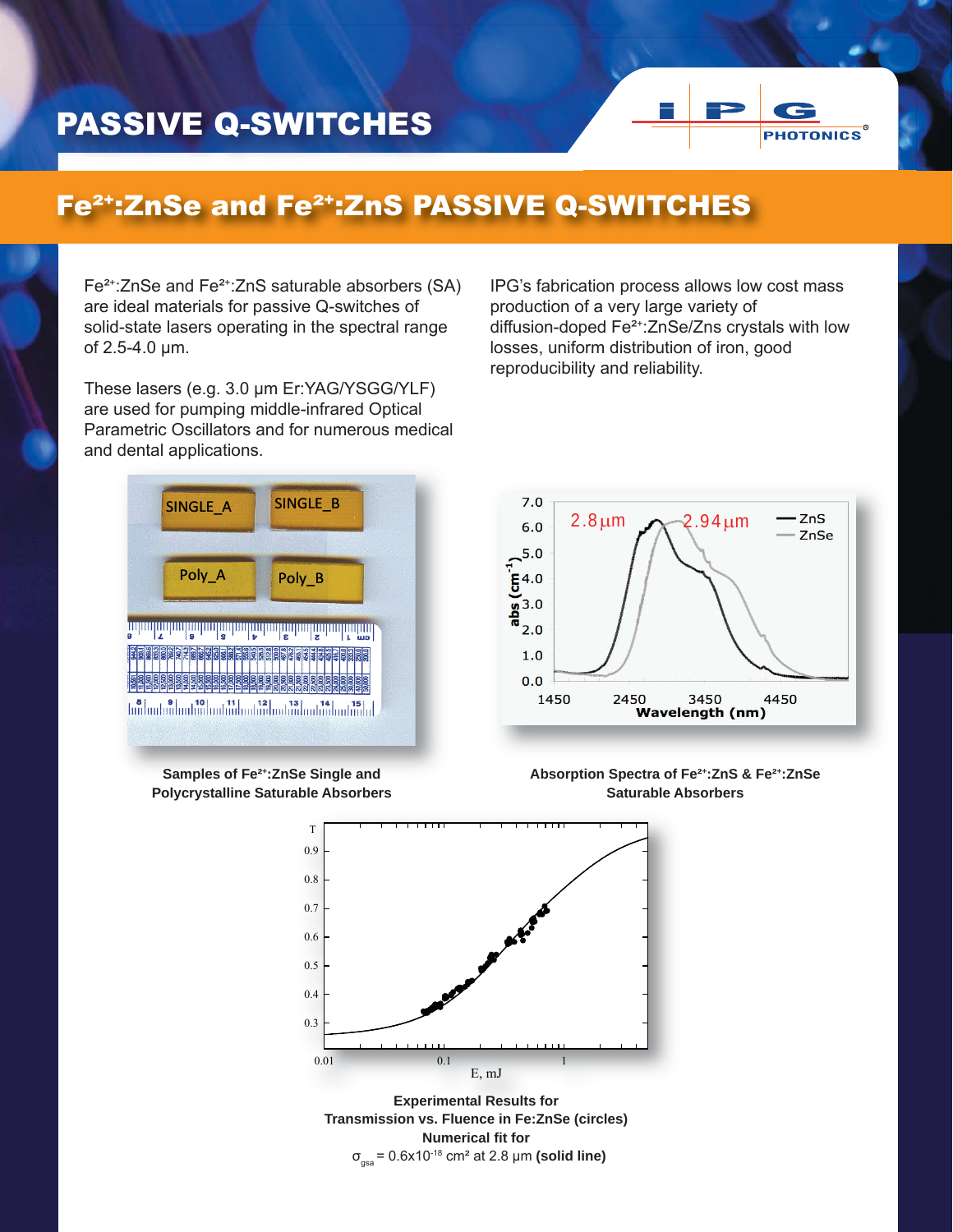# PASSIVE Q-SWITCHES

## $Fe^{2+}$:ZnSe and $Fe^{2+}$:ZnS PASSIVE Q-SWITCHES

$Fe^{2+}$:ZnSe and $Fe^{2+}$:ZnS saturable absorbers (SA) are ideal materials for passive Q-switches of solid-state lasers operating in the spectral range of 2.5-4.0 µm.

These lasers (e.g. 3.0 µm Er:YAG/YSGG/YLF) are used for pumping middle-infrared Optical Parametric Oscillators and for numerous medical and dental applications.

IPG's fabrication process allows low cost mass production of a very large variety of diffusion-doped $Fe^{2+}$:ZnSe/Zns crystals with low losses, uniform distribution of iron, good reproducibility and reliability.

**Samples of $Fe^{2+}$:ZnSe Single and Polycrystalline Saturable Absorbers**

**Absorption Spectra of $Fe^{2+}$:ZnS & $Fe^{2+}$:ZnSe Saturable Absorbers**

**Experimental Results for Transmission vs. Fluence in Fe:ZnSe (circles) Numerical fit for**
$\sigma_{gsa} = 0.6\text{x}10^{-18}$ cm² at 2.8 µm **(solid line)**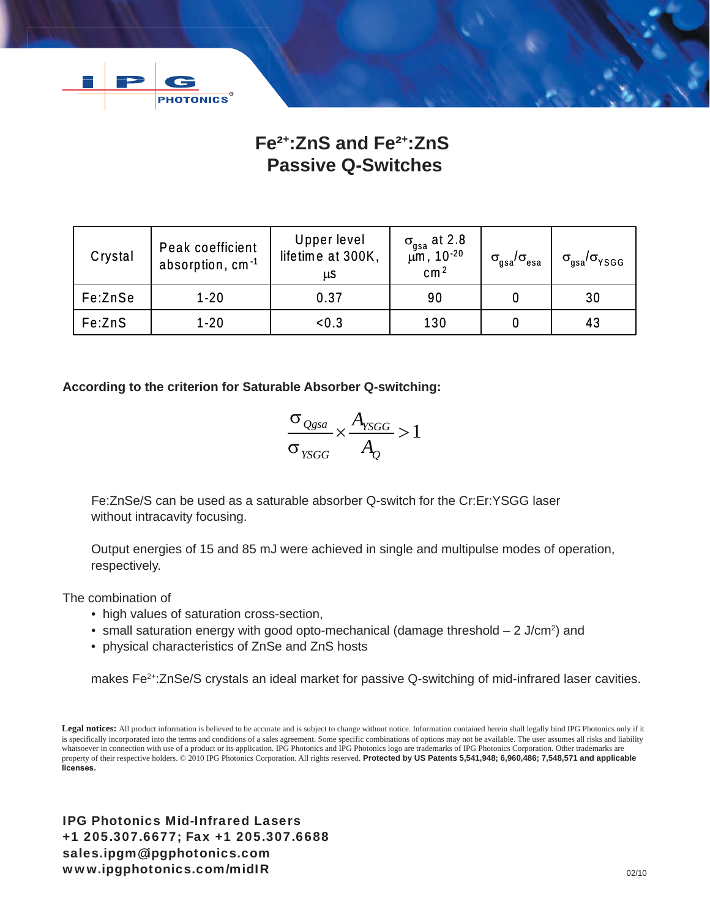# $Fe^{2+}$:ZnS and $Fe^{2+}$:ZnS Passive Q-Switches

| Crystal | Peak coefficient absorption, $cm^{-1}$ | Upper level lifetime at 300K, μs | $\sigma_{gsa}$ at 2.8 μm, $10^{-20}$ $cm^2$ | $\sigma_{gsa}/\sigma_{esa}$ | $\sigma_{gsa}/\sigma_{YSGG}$ |
|---|---|---|---|---|---|
| Fe:ZnSe | 1-20 | 0.37 | 90 | 0 | 30 |
| Fe:ZnS | 1-20 | <0.3 | 130 | 0 | 43 |

**According to the criterion for Saturable Absorber Q-switching:**

$$\frac{\sigma_{Qgsa}}{\sigma_{YSGG}} \times \frac{A_{YSGG}}{A_Q} > 1$$

Fe:ZnSe/S can be used as a saturable absorber Q-switch for the Cr:Er:YSGG laser without intracavity focusing.

Output energies of 15 and 85 mJ were achieved in single and multipulse modes of operation, respectively.

The combination of

- high values of saturation cross-section,
- small saturation energy with good opto-mechanical (damage threshold – 2 J/$cm^2$) and
- physical characteristics of ZnSe and ZnS hosts

makes $Fe^{2+}$:ZnSe/S crystals an ideal market for passive Q-switching of mid-infrared laser cavities.

**Legal notices:** All product information is believed to be accurate and is subject to change without notice. Information contained herein shall legally bind IPG Photonics only if it is specifically incorporated into the terms and conditions of a sales agreement. Some specific combinations of options may not be available. The user assumes all risks and liability whatsoever in connection with use of a product or its application. IPG Photonics and IPG Photonics logo are trademarks of IPG Photonics Corporation. Other trademarks are property of their respective holders. © 2010 IPG Photonics Corporation. All rights reserved. **Protected by US Patents 5,541,948; 6,960,486; 7,548,571 and applicable licenses.**

**IPG Photonics Mid-Infrared Lasers**
**+1 205.307.6677; Fax +1 205.307.6688**
**sales.ipgm@ipgphotonics.com**
**www.ipgphotonics.com/midIR**

02/10